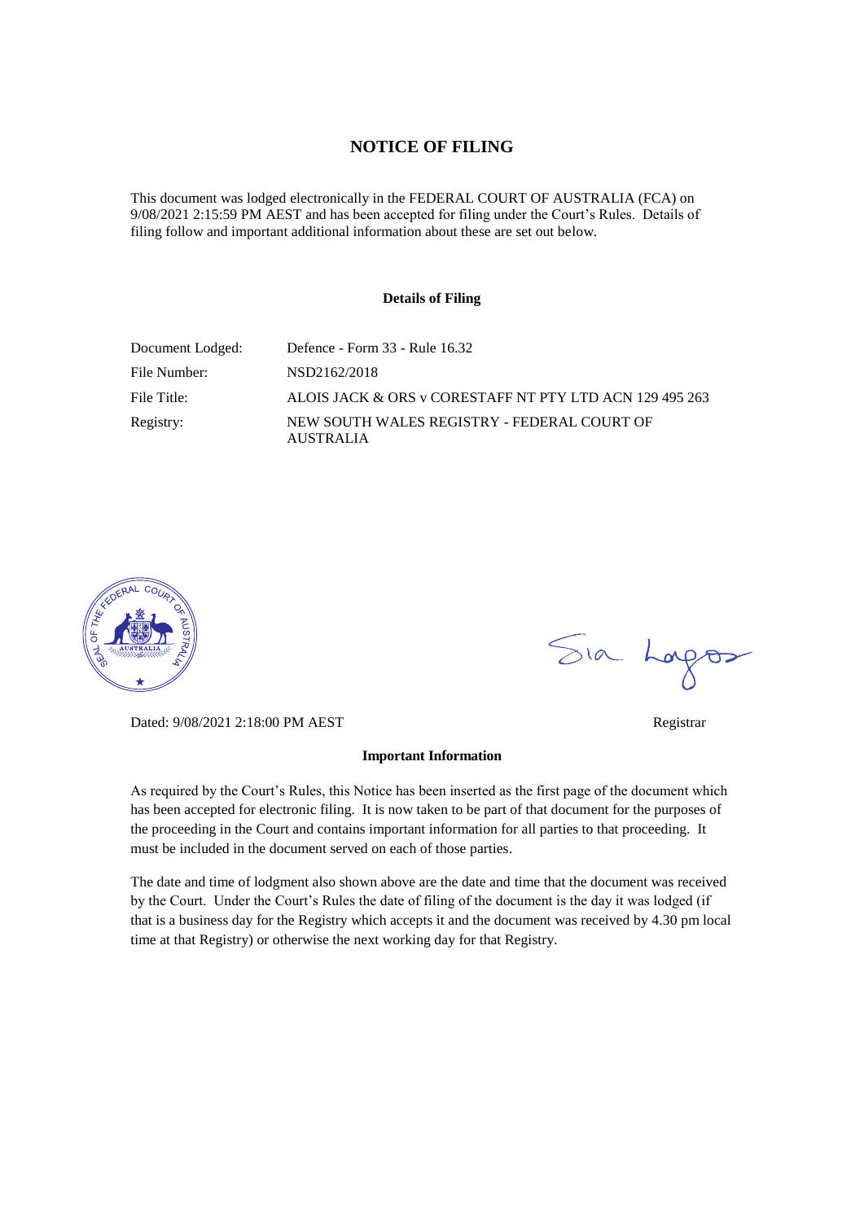# NOTICE OF FILING

This document was lodged electronically in the FEDERAL COURT OF AUSTRALIA (FCA) on 9/08/2021 2:15:59 PM AEST and has been accepted for filing under the Court's Rules. Details of filing follow and important additional information about these are set out below.

### Details of Filing

| | |
|---|---|
| Document Lodged: | Defence - Form 33 - Rule 16.32 |
| File Number: | NSD2162/2018 |
| File Title: | ALOIS JACK & ORS v CORESTAFF NT PTY LTD ACN 129 495 263 |
| Registry: | NEW SOUTH WALES REGISTRY - FEDERAL COURT OF AUSTRALIA |

Dated: 9/08/2021 2:18:00 PM AEST

Registrar

### Important Information

As required by the Court's Rules, this Notice has been inserted as the first page of the document which has been accepted for electronic filing. It is now taken to be part of that document for the purposes of the proceeding in the Court and contains important information for all parties to that proceeding. It must be included in the document served on each of those parties.

The date and time of lodgment also shown above are the date and time that the document was received by the Court. Under the Court's Rules the date of filing of the document is the day it was lodged (if that is a business day for the Registry which accepts it and the document was received by 4.30 pm local time at that Registry) or otherwise the next working day for that Registry.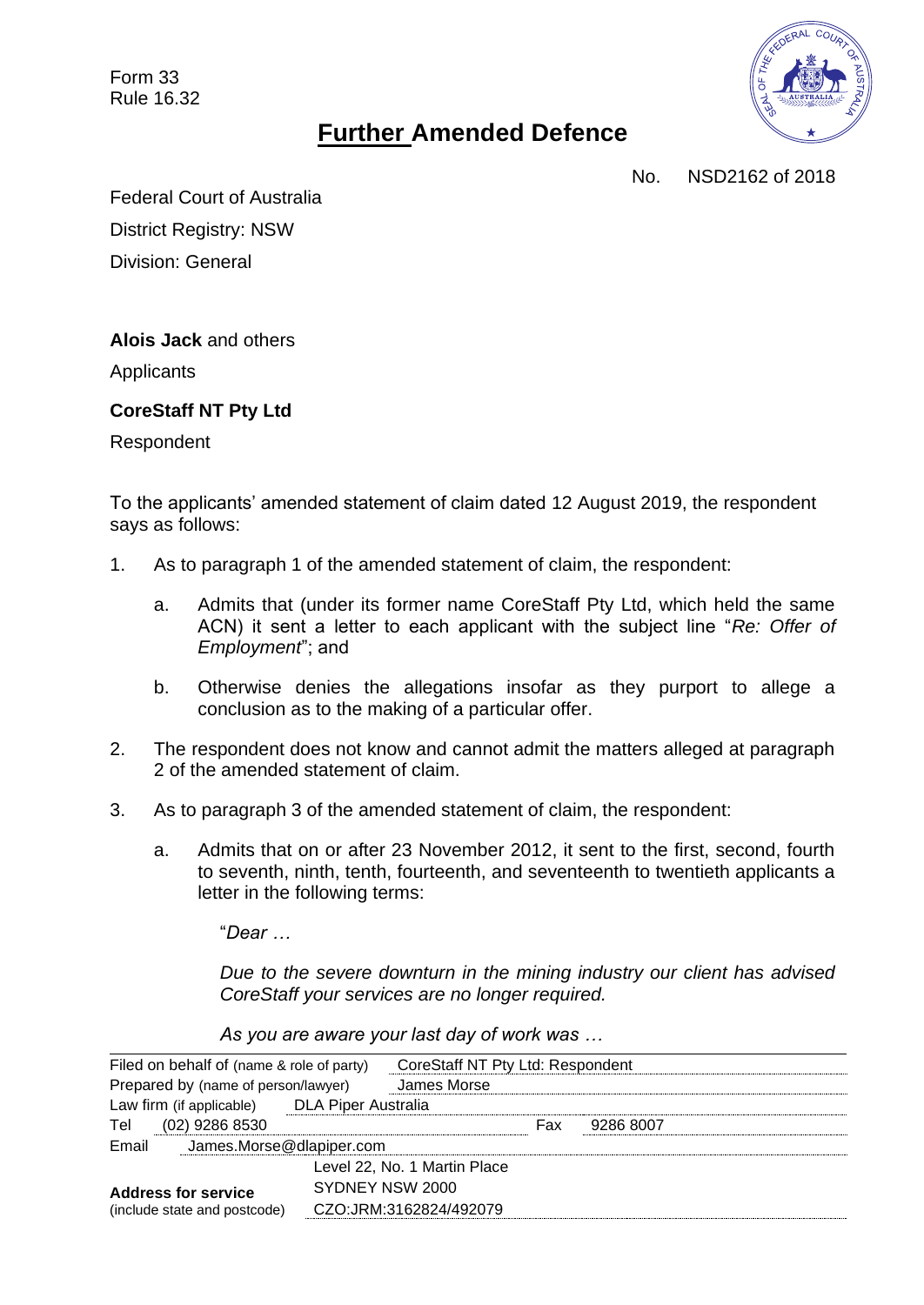Form 33
Rule 16.32

# Further Amended Defence

No. NSD2162 of 2018

Federal Court of Australia

District Registry: NSW

Division: General

**Alois Jack** and others

Applicants

**CoreStaff NT Pty Ltd**

Respondent

To the applicants' amended statement of claim dated 12 August 2019, the respondent says as follows:

1. As to paragraph 1 of the amended statement of claim, the respondent:

   a. Admits that (under its former name CoreStaff Pty Ltd, which held the same ACN) it sent a letter to each applicant with the subject line "*Re: Offer of Employment*"; and

   b. Otherwise denies the allegations insofar as they purport to allege a conclusion as to the making of a particular offer.

2. The respondent does not know and cannot admit the matters alleged at paragraph 2 of the amended statement of claim.

3. As to paragraph 3 of the amended statement of claim, the respondent:

   a. Admits that on or after 23 November 2012, it sent to the first, second, fourth to seventh, ninth, tenth, fourteenth, and seventeenth to twentieth applicants a letter in the following terms:

      "*Dear …*

      *Due to the severe downturn in the mining industry our client has advised CoreStaff your services are no longer required.*

      *As you are aware your last day of work was …*

| | |
|---|---|
| Filed on behalf of (name & role of party) | CoreStaff NT Pty Ltd: Respondent |
| Prepared by (name of person/lawyer) | James Morse |
| Law firm (if applicable) | DLA Piper Australia |
| Tel | (02) 9286 8530 Fax 9286 8007 |
| Email | James.Morse@dlapiper.com |
| **Address for service** (include state and postcode) | Level 22, No. 1 Martin Place SYDNEY NSW 2000 CZO:JRM:3162824/492079 |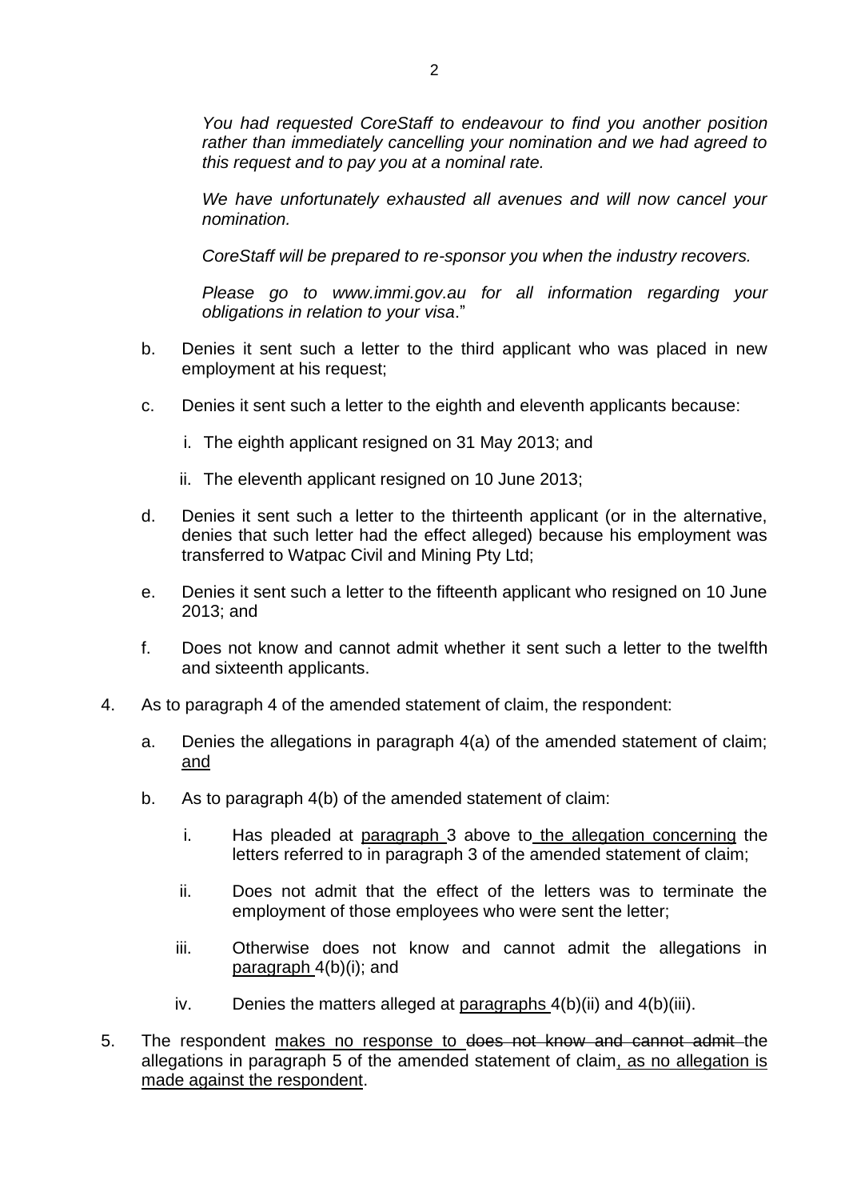*You had requested CoreStaff to endeavour to find you another position rather than immediately cancelling your nomination and we had agreed to this request and to pay you at a nominal rate.*

*We have unfortunately exhausted all avenues and will now cancel your nomination.*

*CoreStaff will be prepared to re-sponsor you when the industry recovers.*

*Please go to www.immi.gov.au for all information regarding your obligations in relation to your visa*."

b. Denies it sent such a letter to the third applicant who was placed in new employment at his request;

c. Denies it sent such a letter to the eighth and eleventh applicants because:

   i. The eighth applicant resigned on 31 May 2013; and

   ii. The eleventh applicant resigned on 10 June 2013;

d. Denies it sent such a letter to the thirteenth applicant (or in the alternative, denies that such letter had the effect alleged) because his employment was transferred to Watpac Civil and Mining Pty Ltd;

e. Denies it sent such a letter to the fifteenth applicant who resigned on 10 June 2013; and

f. Does not know and cannot admit whether it sent such a letter to the twelfth and sixteenth applicants.

4. As to paragraph 4 of the amended statement of claim, the respondent:

   a. Denies the allegations in paragraph 4(a) of the amended statement of claim; <u>and</u>

   b. As to paragraph 4(b) of the amended statement of claim:

      i. Has pleaded at <u>paragraph</u> 3 above to<u> the allegation concerning</u> the letters referred to in paragraph 3 of the amended statement of claim;

      ii. Does not admit that the effect of the letters was to terminate the employment of those employees who were sent the letter;

      iii. Otherwise does not know and cannot admit the allegations in <u>paragraph</u> 4(b)(i); and

      iv. Denies the matters alleged at <u>paragraphs</u> 4(b)(ii) and 4(b)(iii).

5. The respondent <u>makes no response to</u> ~~does not know and cannot admit~~ the allegations in paragraph 5 of the amended statement of claim<u>, as no allegation is made against the respondent</u>.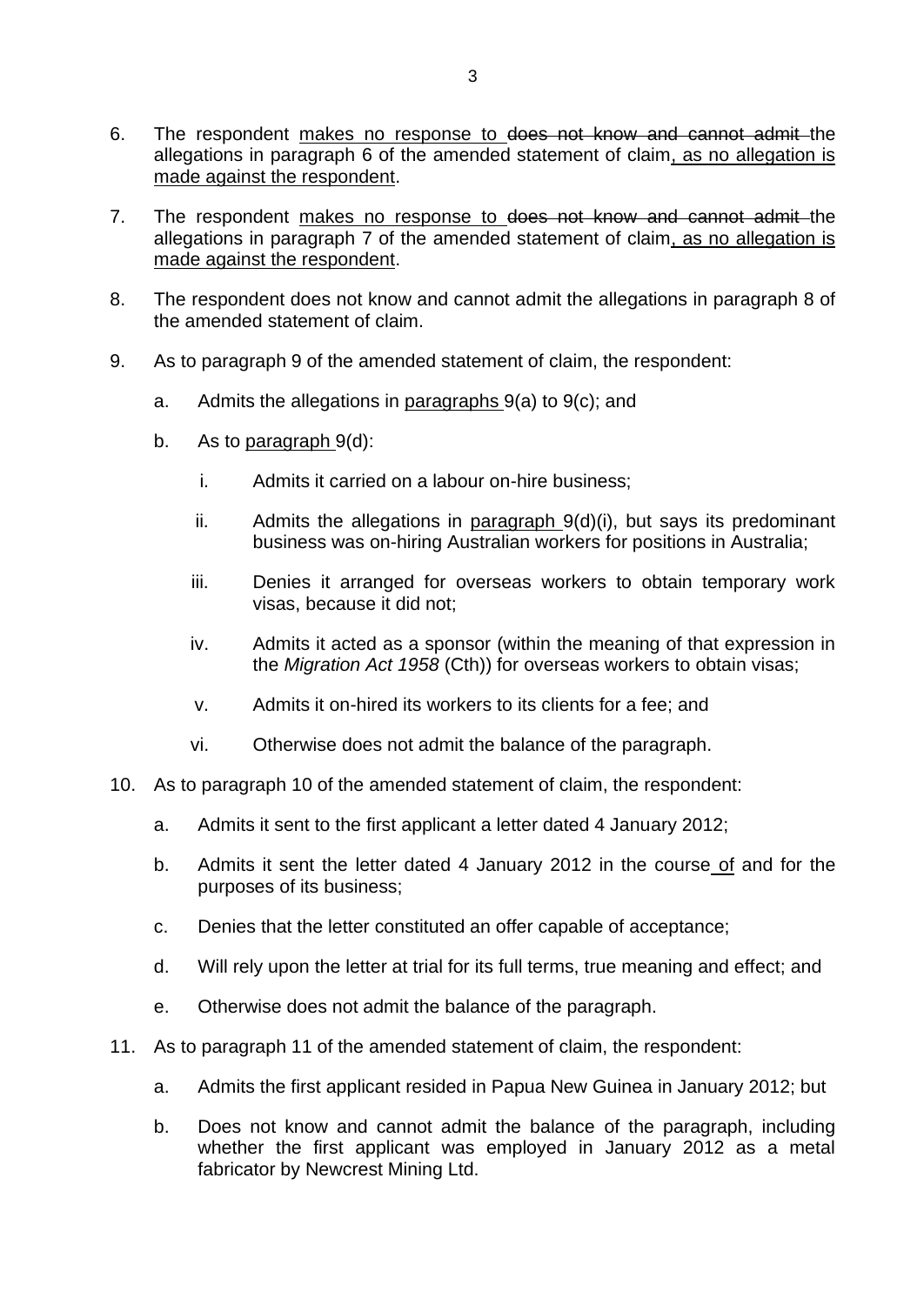6. The respondent <u>makes no response to</u> ~~does not know and cannot admit~~ the allegations in paragraph 6 of the amended statement of claim<u>, as no allegation is made against the respondent</u>.

7. The respondent <u>makes no response to</u> ~~does not know and cannot admit~~ the allegations in paragraph 7 of the amended statement of claim<u>, as no allegation is made against the respondent</u>.

8. The respondent does not know and cannot admit the allegations in paragraph 8 of the amended statement of claim.

9. As to paragraph 9 of the amended statement of claim, the respondent:

   a. Admits the allegations in <u>paragraphs</u> 9(a) to 9(c); and

   b. As to <u>paragraph</u> 9(d):

      i. Admits it carried on a labour on-hire business;

      ii. Admits the allegations in <u>paragraph</u> 9(d)(i), but says its predominant business was on-hiring Australian workers for positions in Australia;

      iii. Denies it arranged for overseas workers to obtain temporary work visas, because it did not;

      iv. Admits it acted as a sponsor (within the meaning of that expression in the *Migration Act 1958* (Cth)) for overseas workers to obtain visas;

      v. Admits it on-hired its workers to its clients for a fee; and

      vi. Otherwise does not admit the balance of the paragraph.

10. As to paragraph 10 of the amended statement of claim, the respondent:

    a. Admits it sent to the first applicant a letter dated 4 January 2012;

    b. Admits it sent the letter dated 4 January 2012 in the course <u>of</u> and for the purposes of its business;

    c. Denies that the letter constituted an offer capable of acceptance;

    d. Will rely upon the letter at trial for its full terms, true meaning and effect; and

    e. Otherwise does not admit the balance of the paragraph.

11. As to paragraph 11 of the amended statement of claim, the respondent:

    a. Admits the first applicant resided in Papua New Guinea in January 2012; but

    b. Does not know and cannot admit the balance of the paragraph, including whether the first applicant was employed in January 2012 as a metal fabricator by Newcrest Mining Ltd.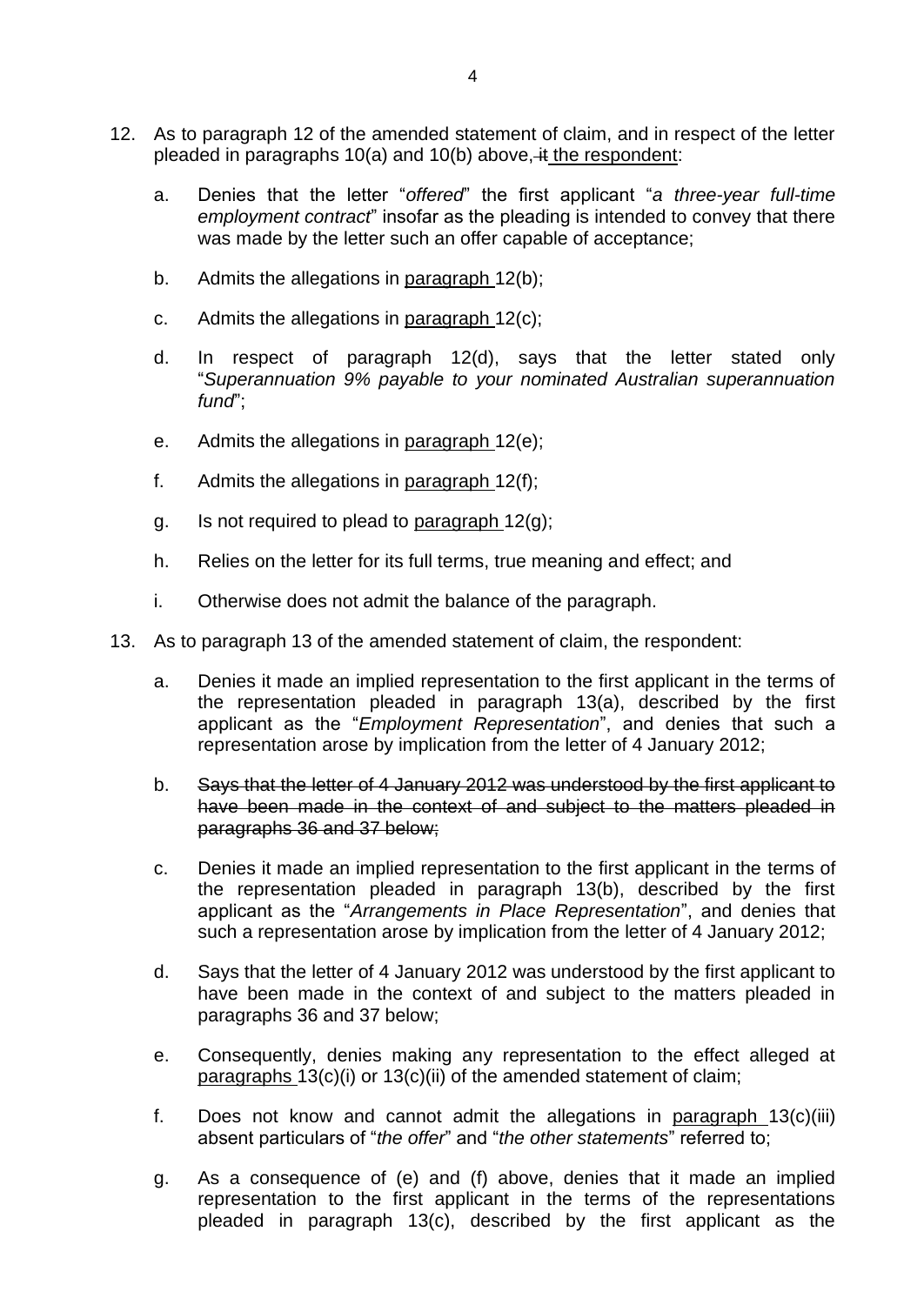12. As to paragraph 12 of the amended statement of claim, and in respect of the letter pleaded in paragraphs 10(a) and 10(b) above, ~~it~~ <u>the respondent</u>:

    a. Denies that the letter "*offered*" the first applicant "*a three-year full-time employment contract*" insofar as the pleading is intended to convey that there was made by the letter such an offer capable of acceptance;

    b. Admits the allegations in <u>paragraph</u> 12(b);

    c. Admits the allegations in <u>paragraph</u> 12(c);

    d. In respect of paragraph 12(d), says that the letter stated only "*Superannuation 9% payable to your nominated Australian superannuation fund*";

    e. Admits the allegations in <u>paragraph</u> 12(e);

    f. Admits the allegations in <u>paragraph</u> 12(f);

    g. Is not required to plead to <u>paragraph</u> 12(g);

    h. Relies on the letter for its full terms, true meaning and effect; and

    i. Otherwise does not admit the balance of the paragraph.

13. As to paragraph 13 of the amended statement of claim, the respondent:

    a. Denies it made an implied representation to the first applicant in the terms of the representation pleaded in paragraph 13(a), described by the first applicant as the "*Employment Representation*", and denies that such a representation arose by implication from the letter of 4 January 2012;

    b. ~~Says that the letter of 4 January 2012 was understood by the first applicant to have been made in the context of and subject to the matters pleaded in paragraphs 36 and 37 below;~~

    c. Denies it made an implied representation to the first applicant in the terms of the representation pleaded in paragraph 13(b), described by the first applicant as the "*Arrangements in Place Representation*", and denies that such a representation arose by implication from the letter of 4 January 2012;

    d. Says that the letter of 4 January 2012 was understood by the first applicant to have been made in the context of and subject to the matters pleaded in paragraphs 36 and 37 below;

    e. Consequently, denies making any representation to the effect alleged at <u>paragraphs</u> 13(c)(i) or 13(c)(ii) of the amended statement of claim;

    f. Does not know and cannot admit the allegations in <u>paragraph</u> 13(c)(iii) absent particulars of "*the offer*" and "*the other statements*" referred to;

    g. As a consequence of (e) and (f) above, denies that it made an implied representation to the first applicant in the terms of the representations pleaded in paragraph 13(c), described by the first applicant as the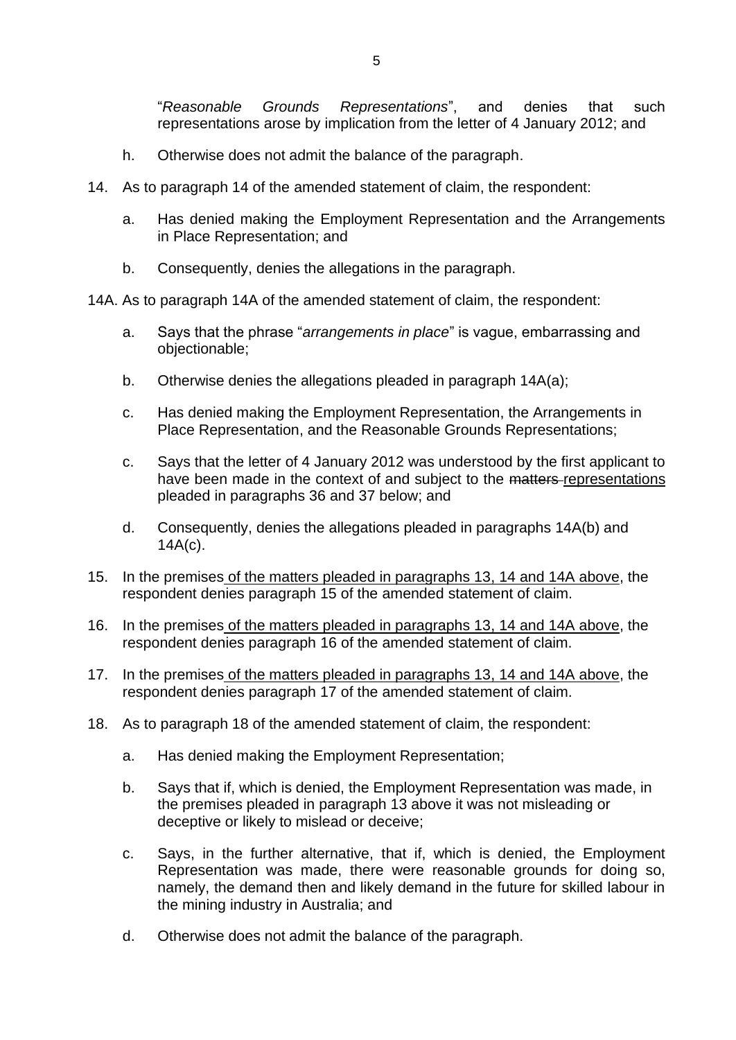"*Reasonable Grounds Representations*", and denies that such representations arose by implication from the letter of 4 January 2012; and

h. Otherwise does not admit the balance of the paragraph.

14. As to paragraph 14 of the amended statement of claim, the respondent:

    a. Has denied making the Employment Representation and the Arrangements in Place Representation; and

    b. Consequently, denies the allegations in the paragraph.

14A. As to paragraph 14A of the amended statement of claim, the respondent:

    a. Says that the phrase "*arrangements in place*" is vague, embarrassing and objectionable;

    b. Otherwise denies the allegations pleaded in paragraph 14A(a);

    c. Has denied making the Employment Representation, the Arrangements in Place Representation, and the Reasonable Grounds Representations;

    c. Says that the letter of 4 January 2012 was understood by the first applicant to have been made in the context of and subject to the ~~matters~~ <u>representations</u> pleaded in paragraphs 36 and 37 below; and

    d. Consequently, denies the allegations pleaded in paragraphs 14A(b) and 14A(c).

15. In the premises <u>of the matters pleaded in paragraphs 13, 14 and 14A above</u>, the respondent denies paragraph 15 of the amended statement of claim.

16. In the premises <u>of the matters pleaded in paragraphs 13, 14 and 14A above</u>, the respondent denies paragraph 16 of the amended statement of claim.

17. In the premises <u>of the matters pleaded in paragraphs 13, 14 and 14A above</u>, the respondent denies paragraph 17 of the amended statement of claim.

18. As to paragraph 18 of the amended statement of claim, the respondent:

    a. Has denied making the Employment Representation;

    b. Says that if, which is denied, the Employment Representation was made, in the premises pleaded in paragraph 13 above it was not misleading or deceptive or likely to mislead or deceive;

    c. Says, in the further alternative, that if, which is denied, the Employment Representation was made, there were reasonable grounds for doing so, namely, the demand then and likely demand in the future for skilled labour in the mining industry in Australia; and

    d. Otherwise does not admit the balance of the paragraph.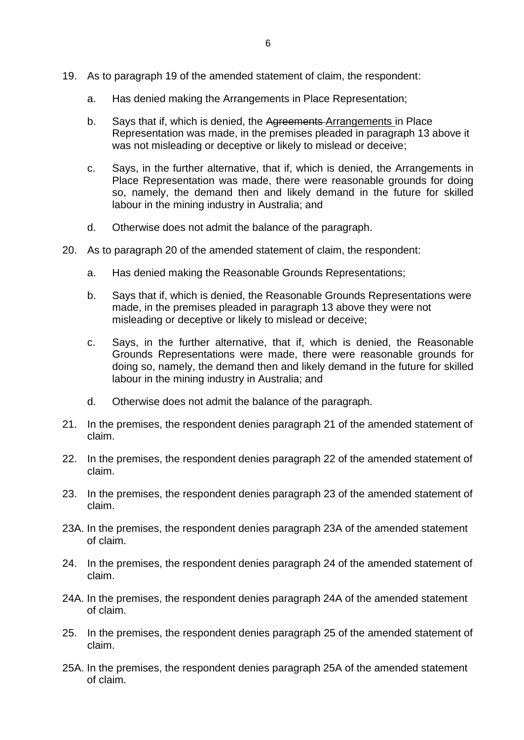19. As to paragraph 19 of the amended statement of claim, the respondent:

    a. Has denied making the Arrangements in Place Representation;

    b. Says that if, which is denied, the ~~Agreements~~ Arrangements in Place Representation was made, in the premises pleaded in paragraph 13 above it was not misleading or deceptive or likely to mislead or deceive;

    c. Says, in the further alternative, that if, which is denied, the Arrangements in Place Representation was made, there were reasonable grounds for doing so, namely, the demand then and likely demand in the future for skilled labour in the mining industry in Australia; and

    d. Otherwise does not admit the balance of the paragraph.

20. As to paragraph 20 of the amended statement of claim, the respondent:

    a. Has denied making the Reasonable Grounds Representations;

    b. Says that if, which is denied, the Reasonable Grounds Representations were made, in the premises pleaded in paragraph 13 above they were not misleading or deceptive or likely to mislead or deceive;

    c. Says, in the further alternative, that if, which is denied, the Reasonable Grounds Representations were made, there were reasonable grounds for doing so, namely, the demand then and likely demand in the future for skilled labour in the mining industry in Australia; and

    d. Otherwise does not admit the balance of the paragraph.

21. In the premises, the respondent denies paragraph 21 of the amended statement of claim.

22. In the premises, the respondent denies paragraph 22 of the amended statement of claim.

23. In the premises, the respondent denies paragraph 23 of the amended statement of claim.

23A. In the premises, the respondent denies paragraph 23A of the amended statement of claim.

24. In the premises, the respondent denies paragraph 24 of the amended statement of claim.

24A. In the premises, the respondent denies paragraph 24A of the amended statement of claim.

25. In the premises, the respondent denies paragraph 25 of the amended statement of claim.

25A. In the premises, the respondent denies paragraph 25A of the amended statement of claim.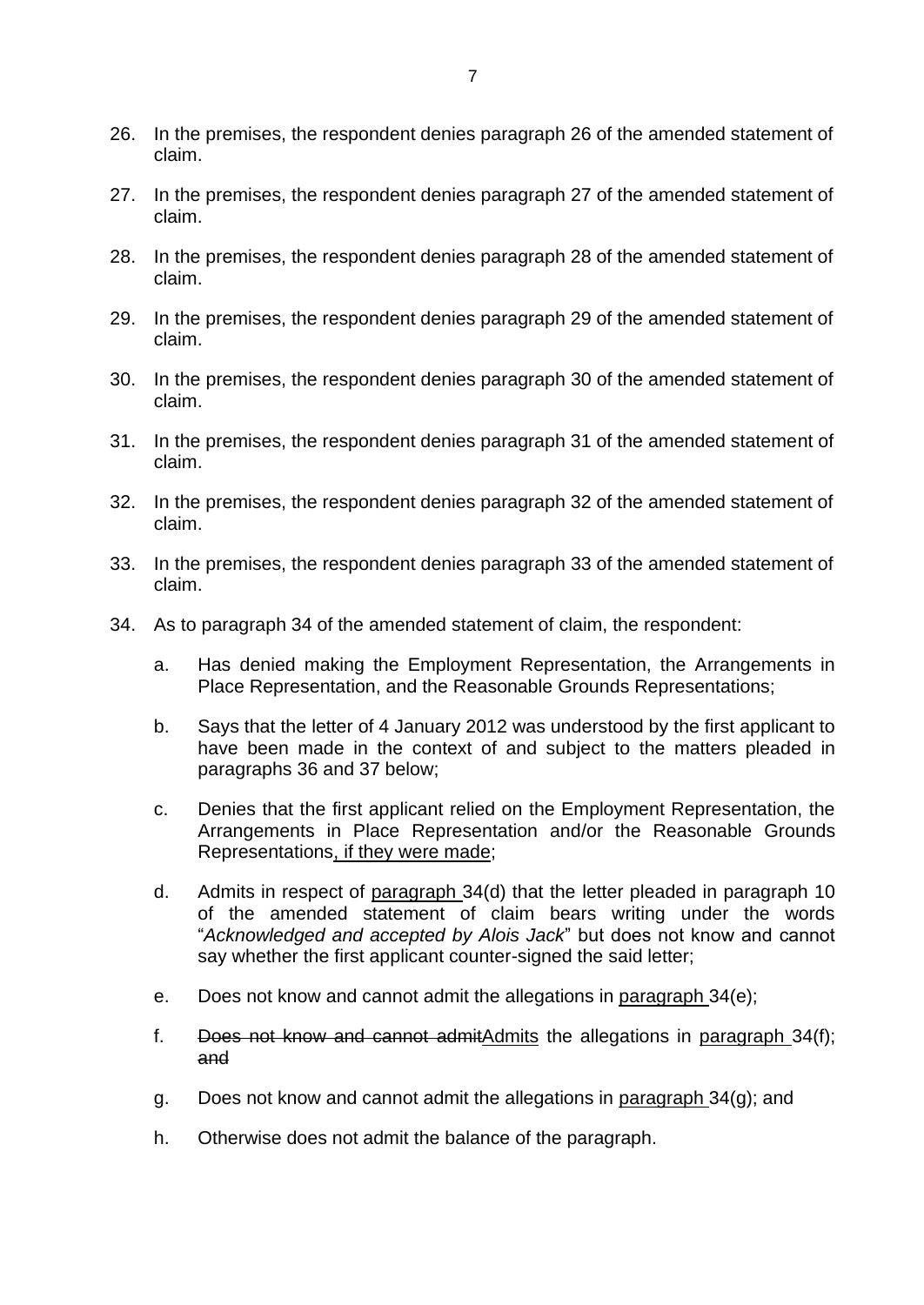26. In the premises, the respondent denies paragraph 26 of the amended statement of claim.

27. In the premises, the respondent denies paragraph 27 of the amended statement of claim.

28. In the premises, the respondent denies paragraph 28 of the amended statement of claim.

29. In the premises, the respondent denies paragraph 29 of the amended statement of claim.

30. In the premises, the respondent denies paragraph 30 of the amended statement of claim.

31. In the premises, the respondent denies paragraph 31 of the amended statement of claim.

32. In the premises, the respondent denies paragraph 32 of the amended statement of claim.

33. In the premises, the respondent denies paragraph 33 of the amended statement of claim.

34. As to paragraph 34 of the amended statement of claim, the respondent:

    a. Has denied making the Employment Representation, the Arrangements in Place Representation, and the Reasonable Grounds Representations;

    b. Says that the letter of 4 January 2012 was understood by the first applicant to have been made in the context of and subject to the matters pleaded in paragraphs 36 and 37 below;

    c. Denies that the first applicant relied on the Employment Representation, the Arrangements in Place Representation and/or the Reasonable Grounds Representations<u>, if they were made</u>;

    d. Admits in respect of <u>paragraph</u> 34(d) that the letter pleaded in paragraph 10 of the amended statement of claim bears writing under the words "*Acknowledged and accepted by Alois Jack*" but does not know and cannot say whether the first applicant counter-signed the said letter;

    e. Does not know and cannot admit the allegations in <u>paragraph</u> 34(e);

    f. ~~Does not know and cannot admit~~<u>Admits</u> the allegations in <u>paragraph</u> 34(f); ~~and~~

    g. Does not know and cannot admit the allegations in <u>paragraph</u> 34(g); and

    h. Otherwise does not admit the balance of the paragraph.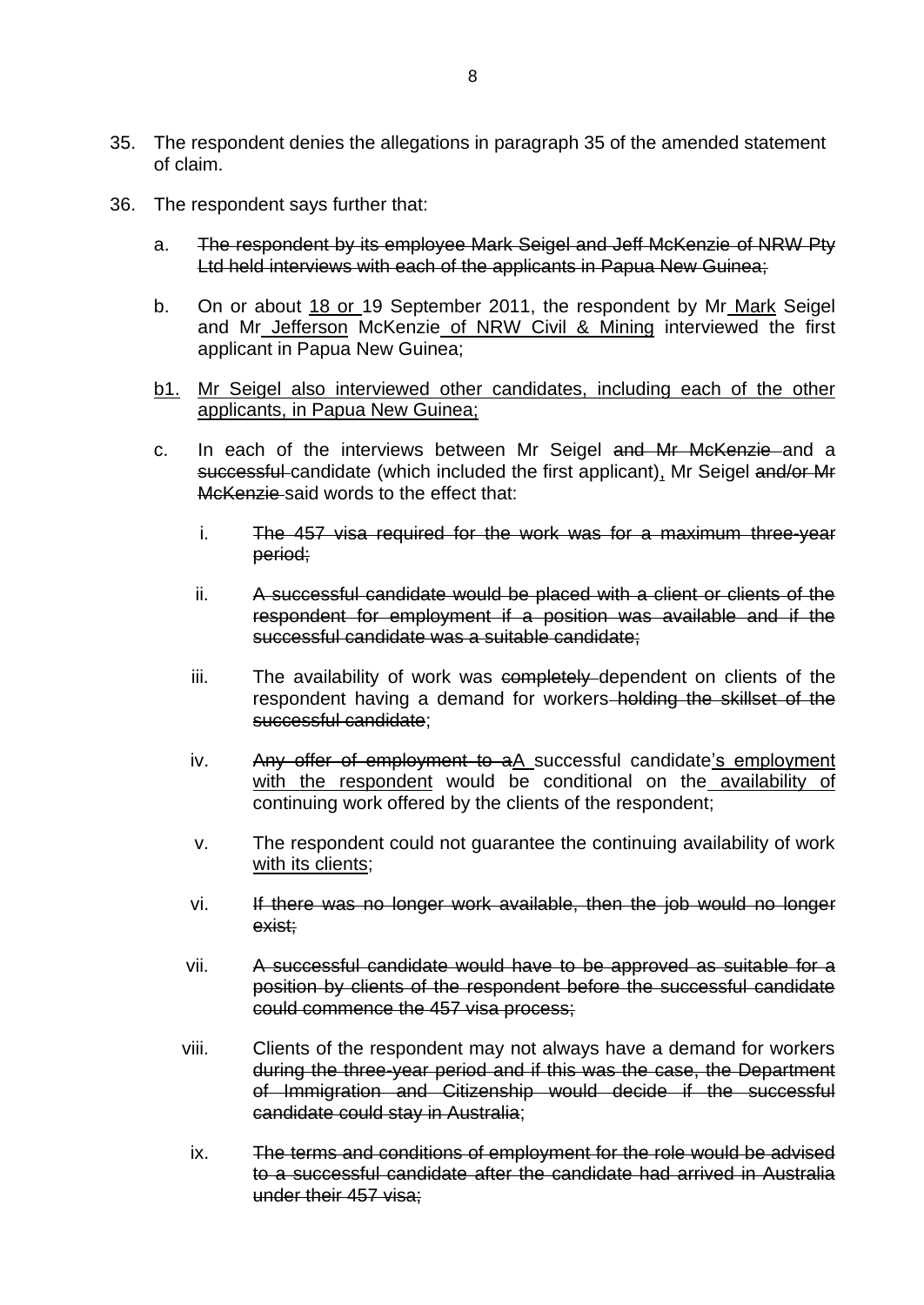35. The respondent denies the allegations in paragraph 35 of the amended statement of claim.

36. The respondent says further that:

    a. ~~The respondent by its employee Mark Seigel and Jeff McKenzie of NRW Pty Ltd held interviews with each of the applicants in Papua New Guinea;~~

    b. On or about <u>18 or</u> 19 September 2011, the respondent by Mr <u>Mark</u> Seigel and Mr <u>Jefferson</u> McKenzie <u>of NRW Civil & Mining</u> interviewed the first applicant in Papua New Guinea;

    <u>b1.</u> <u>Mr Seigel also interviewed other candidates, including each of the other applicants, in Papua New Guinea;</u>

    c. In each of the interviews between Mr Seigel ~~and Mr McKenzie~~ and a ~~successful~~ candidate (which included the first applicant)<u>,</u> Mr Seigel ~~and/or Mr McKenzie~~ said words to the effect that:

        i. ~~The 457 visa required for the work was for a maximum three-year period;~~

        ii. ~~A successful candidate would be placed with a client or clients of the respondent for employment if a position was available and if the successful candidate was a suitable candidate;~~

        iii. The availability of work was ~~completely~~ dependent on clients of the respondent having a demand for workers ~~holding the skillset of the successful candidate~~;

        iv. ~~Any offer of employment to a~~<u>A</u> successful candidate<u>'s employment with the respondent</u> would be conditional on the <u>availability of</u> continuing work offered by the clients of the respondent;

        v. The respondent could not guarantee the continuing availability of work <u>with its clients</u>;

        vi. ~~If there was no longer work available, then the job would no longer exist;~~

        vii. ~~A successful candidate would have to be approved as suitable for a position by clients of the respondent before the successful candidate could commence the 457 visa process;~~

        viii. Clients of the respondent may not always have a demand for workers ~~during the three-year period and if this was the case, the Department of Immigration and Citizenship would decide if the successful candidate could stay in Australia~~;

        ix. ~~The terms and conditions of employment for the role would be advised to a successful candidate after the candidate had arrived in Australia under their 457 visa;~~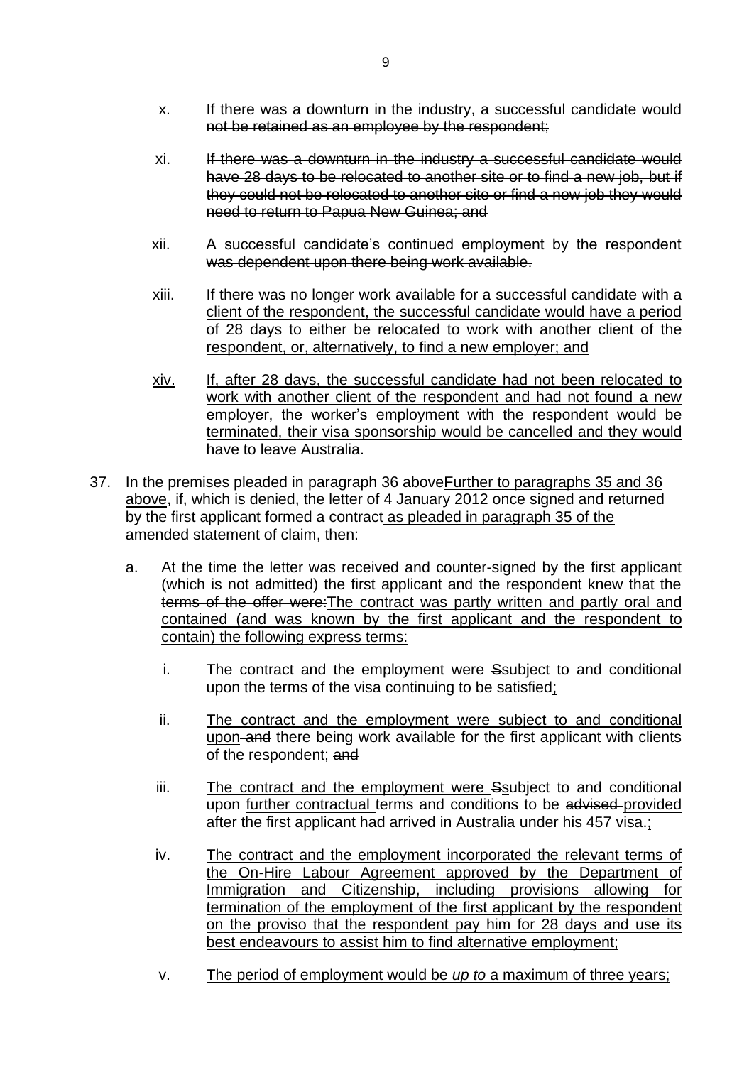x. ~~If there was a downturn in the industry, a successful candidate would not be retained as an employee by the respondent;~~

xi. ~~If there was a downturn in the industry a successful candidate would have 28 days to be relocated to another site or to find a new job, but if they could not be relocated to another site or find a new job they would need to return to Papua New Guinea; and~~

xii. ~~A successful candidate's continued employment by the respondent was dependent upon there being work available.~~

<u>xiii.</u> <u>If there was no longer work available for a successful candidate with a client of the respondent, the successful candidate would have a period of 28 days to either be relocated to work with another client of the respondent, or, alternatively, to find a new employer; and</u>

<u>xiv.</u> <u>If, after 28 days, the successful candidate had not been relocated to work with another client of the respondent and had not found a new employer, the worker's employment with the respondent would be terminated, their visa sponsorship would be cancelled and they would have to leave Australia.</u>

37. ~~In the premises pleaded in paragraph 36 above~~<u>Further to paragraphs 35 and 36 above</u>, if, which is denied, the letter of 4 January 2012 once signed and returned by the first applicant formed a contract <u>as pleaded in paragraph 35 of the amended statement of claim</u>, then:

a. ~~At the time the letter was received and counter-signed by the first applicant (which is not admitted) the first applicant and the respondent knew that the terms of the offer were:~~<u>The contract was partly written and partly oral and contained (and was known by the first applicant and the respondent to contain) the following express terms:</u>

i. <u>The contract and the employment were</u> ~~S~~<u>s</u>ubject to and conditional upon the terms of the visa continuing to be satisfied<u>;</u>

ii. <u>The contract and the employment were subject to and conditional upon</u> ~~and~~ there being work available for the first applicant with clients of the respondent; ~~and~~

iii. <u>The contract and the employment were</u> ~~S~~<u>s</u>ubject to and conditional upon <u>further contractual</u> terms and conditions to be ~~advised~~ <u>provided</u> after the first applicant had arrived in Australia under his 457 visa~~.~~<u>;</u>

iv. <u>The contract and the employment incorporated the relevant terms of the On-Hire Labour Agreement approved by the Department of Immigration and Citizenship, including provisions allowing for termination of the employment of the first applicant by the respondent on the proviso that the respondent pay him for 28 days and use its best endeavours to assist him to find alternative employment;</u>

v. <u>The period of employment would be *up to* a maximum of three years;</u>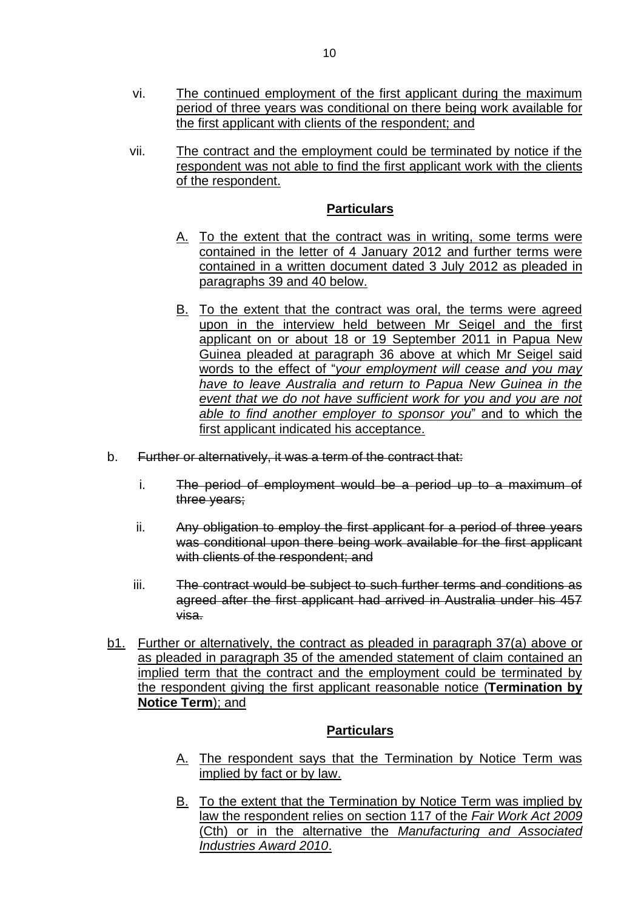vi. The continued employment of the first applicant during the maximum period of three years was conditional on there being work available for the first applicant with clients of the respondent; and

vii. The contract and the employment could be terminated by notice if the respondent was not able to find the first applicant work with the clients of the respondent.

**Particulars**

A. To the extent that the contract was in writing, some terms were contained in the letter of 4 January 2012 and further terms were contained in a written document dated 3 July 2012 as pleaded in paragraphs 39 and 40 below.

B. To the extent that the contract was oral, the terms were agreed upon in the interview held between Mr Seigel and the first applicant on or about 18 or 19 September 2011 in Papua New Guinea pleaded at paragraph 36 above at which Mr Seigel said words to the effect of "*your employment will cease and you may have to leave Australia and return to Papua New Guinea in the event that we do not have sufficient work for you and you are not able to find another employer to sponsor you*" and to which the first applicant indicated his acceptance.

b. ~~Further or alternatively, it was a term of the contract that:~~

i. ~~The period of employment would be a period up to a maximum of three years;~~

ii. ~~Any obligation to employ the first applicant for a period of three years was conditional upon there being work available for the first applicant with clients of the respondent; and~~

iii. ~~The contract would be subject to such further terms and conditions as agreed after the first applicant had arrived in Australia under his 457 visa.~~

b1. Further or alternatively, the contract as pleaded in paragraph 37(a) above or as pleaded in paragraph 35 of the amended statement of claim contained an implied term that the contract and the employment could be terminated by the respondent giving the first applicant reasonable notice (**Termination by Notice Term**); and

**Particulars**

A. The respondent says that the Termination by Notice Term was implied by fact or by law.

B. To the extent that the Termination by Notice Term was implied by law the respondent relies on section 117 of the *Fair Work Act 2009* (Cth) or in the alternative the *Manufacturing and Associated Industries Award 2010*.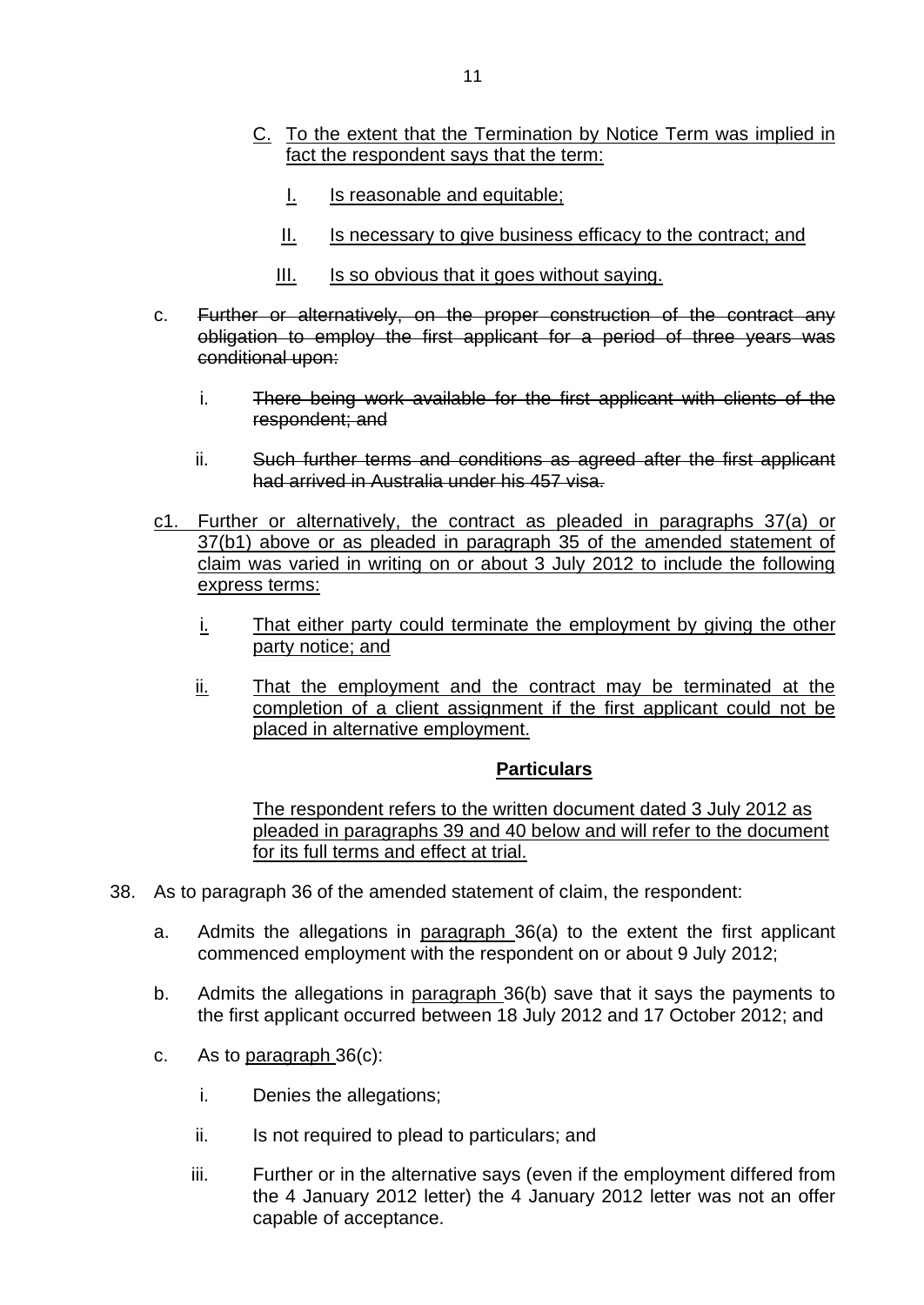C. To the extent that the Termination by Notice Term was implied in fact the respondent says that the term:

   I. Is reasonable and equitable;

   II. Is necessary to give business efficacy to the contract; and

   III. Is so obvious that it goes without saying.

c. ~~Further or alternatively, on the proper construction of the contract any obligation to employ the first applicant for a period of three years was conditional upon:~~

   i. ~~There being work available for the first applicant with clients of the respondent; and~~

   ii. ~~Such further terms and conditions as agreed after the first applicant had arrived in Australia under his 457 visa.~~

c1. Further or alternatively, the contract as pleaded in paragraphs 37(a) or 37(b1) above or as pleaded in paragraph 35 of the amended statement of claim was varied in writing on or about 3 July 2012 to include the following express terms:

   i. That either party could terminate the employment by giving the other party notice; and

   ii. That the employment and the contract may be terminated at the completion of a client assignment if the first applicant could not be placed in alternative employment.

**Particulars**

The respondent refers to the written document dated 3 July 2012 as pleaded in paragraphs 39 and 40 below and will refer to the document for its full terms and effect at trial.

38. As to paragraph 36 of the amended statement of claim, the respondent:

   a. Admits the allegations in paragraph 36(a) to the extent the first applicant commenced employment with the respondent on or about 9 July 2012;

   b. Admits the allegations in paragraph 36(b) save that it says the payments to the first applicant occurred between 18 July 2012 and 17 October 2012; and

   c. As to paragraph 36(c):

      i. Denies the allegations;

      ii. Is not required to plead to particulars; and

      iii. Further or in the alternative says (even if the employment differed from the 4 January 2012 letter) the 4 January 2012 letter was not an offer capable of acceptance.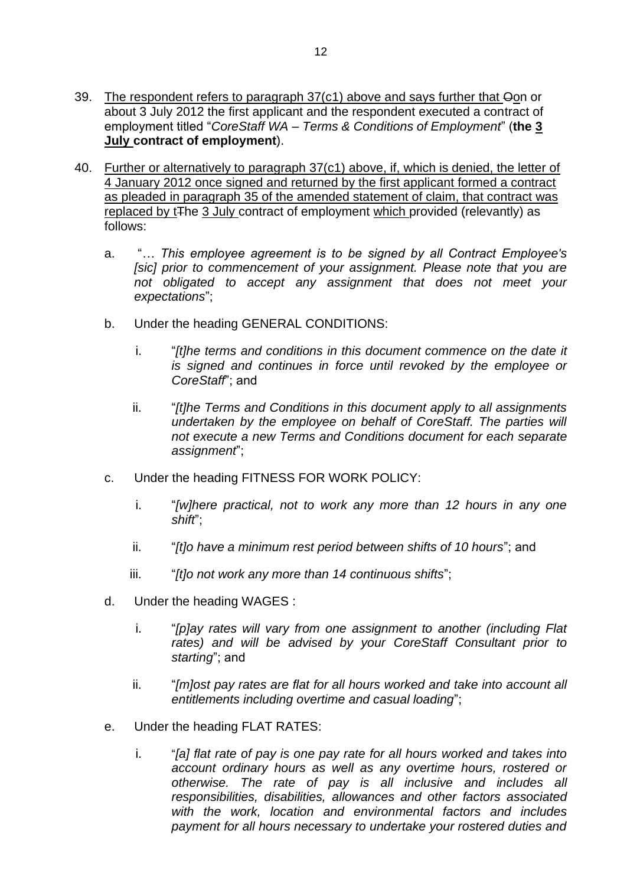39. <u>The respondent refers to paragraph 37(c1) above and says further that </u>~~O~~<u>o</u>n or about 3 July 2012 the first applicant and the respondent executed a contract of employment titled "*CoreStaff WA – Terms & Conditions of Employment*" (**the <u>3 July</u> contract of employment**).

40. <u>Further or alternatively to paragraph 37(c1) above, if, which is denied, the letter of 4 January 2012 once signed and returned by the first applicant formed a contract as pleaded in paragraph 35 of the amended statement of claim, that contract was replaced by t</u>~~T~~he <u>3 July</u> contract of employment <u>which</u> provided (relevantly) as follows:

    a. "*… This employee agreement is to be signed by all Contract Employee's [sic] prior to commencement of your assignment. Please note that you are not obligated to accept any assignment that does not meet your expectations*";

    b. Under the heading GENERAL CONDITIONS:

        i. "*[t]he terms and conditions in this document commence on the date it is signed and continues in force until revoked by the employee or CoreStaff*"; and

        ii. "*[t]he Terms and Conditions in this document apply to all assignments undertaken by the employee on behalf of CoreStaff. The parties will not execute a new Terms and Conditions document for each separate assignment*";

    c. Under the heading FITNESS FOR WORK POLICY:

        i. "*[w]here practical, not to work any more than 12 hours in any one shift*";

        ii. "*[t]o have a minimum rest period between shifts of 10 hours*"; and

        iii. "*[t]o not work any more than 14 continuous shifts*";

    d. Under the heading WAGES :

        i. "*[p]ay rates will vary from one assignment to another (including Flat rates) and will be advised by your CoreStaff Consultant prior to starting*"; and

        ii. "*[m]ost pay rates are flat for all hours worked and take into account all entitlements including overtime and casual loading*";

    e. Under the heading FLAT RATES:

        i. "*[a] flat rate of pay is one pay rate for all hours worked and takes into account ordinary hours as well as any overtime hours, rostered or otherwise. The rate of pay is all inclusive and includes all responsibilities, disabilities, allowances and other factors associated with the work, location and environmental factors and includes payment for all hours necessary to undertake your rostered duties and*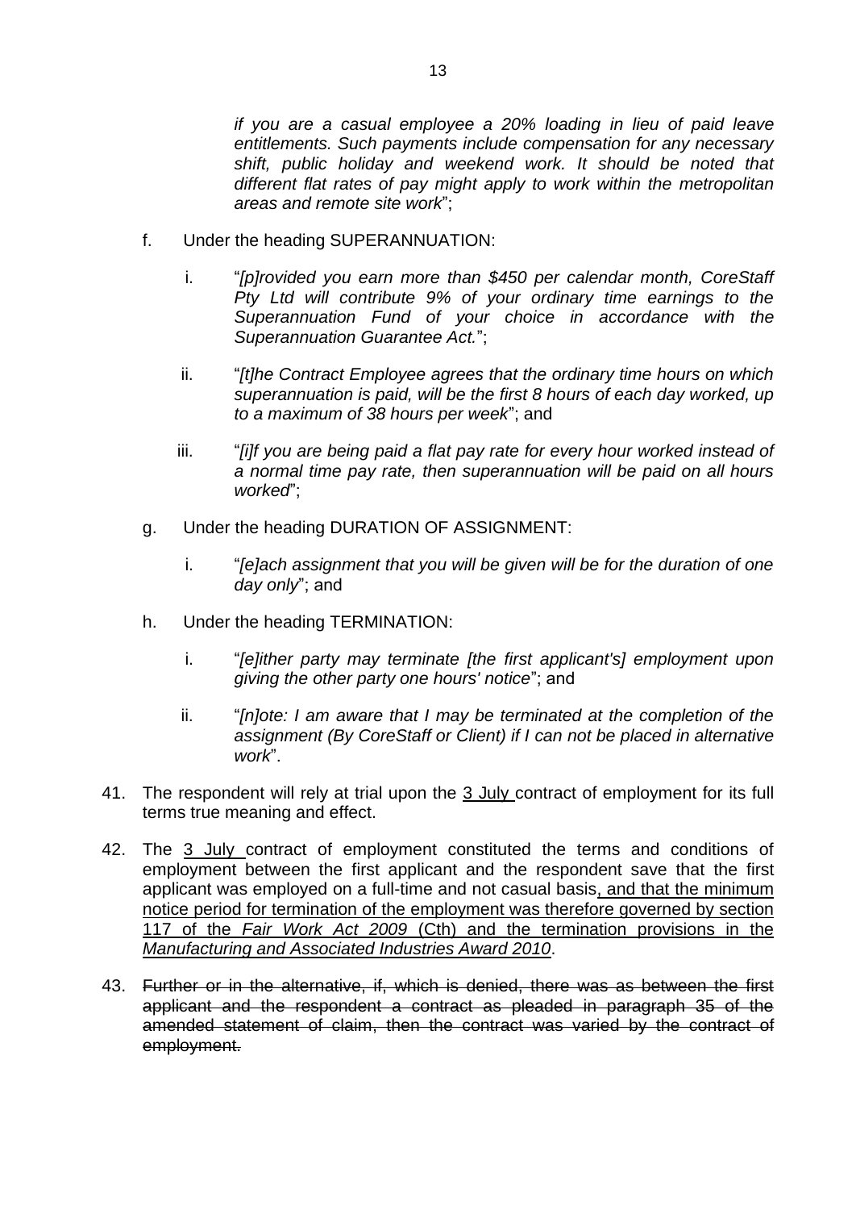*if you are a casual employee a 20% loading in lieu of paid leave entitlements. Such payments include compensation for any necessary shift, public holiday and weekend work. It should be noted that different flat rates of pay might apply to work within the metropolitan areas and remote site work*";

f. Under the heading SUPERANNUATION:

   i. "*[p]rovided you earn more than $450 per calendar month, CoreStaff Pty Ltd will contribute 9% of your ordinary time earnings to the Superannuation Fund of your choice in accordance with the Superannuation Guarantee Act.*";

   ii. "*[t]he Contract Employee agrees that the ordinary time hours on which superannuation is paid, will be the first 8 hours of each day worked, up to a maximum of 38 hours per week*"; and

   iii. "*[i]f you are being paid a flat pay rate for every hour worked instead of a normal time pay rate, then superannuation will be paid on all hours worked*";

g. Under the heading DURATION OF ASSIGNMENT:

   i. "*[e]ach assignment that you will be given will be for the duration of one day only*"; and

h. Under the heading TERMINATION:

   i. "*[e]ither party may terminate [the first applicant's] employment upon giving the other party one hours' notice*"; and

   ii. "*[n]ote: I am aware that I may be terminated at the completion of the assignment (By CoreStaff or Client) if I can not be placed in alternative work*".

41. The respondent will rely at trial upon the <u>3 July</u> contract of employment for its full terms true meaning and effect.

42. The <u>3 July</u> contract of employment constituted the terms and conditions of employment between the first applicant and the respondent save that the first applicant was employed on a full-time and not casual basis<u>, and that the minimum notice period for termination of the employment was therefore governed by section 117 of the *Fair Work Act 2009* (Cth) and the termination provisions in the *Manufacturing and Associated Industries Award 2010*</u>.

43. ~~Further or in the alternative, if, which is denied, there was as between the first applicant and the respondent a contract as pleaded in paragraph 35 of the amended statement of claim, then the contract was varied by the contract of employment.~~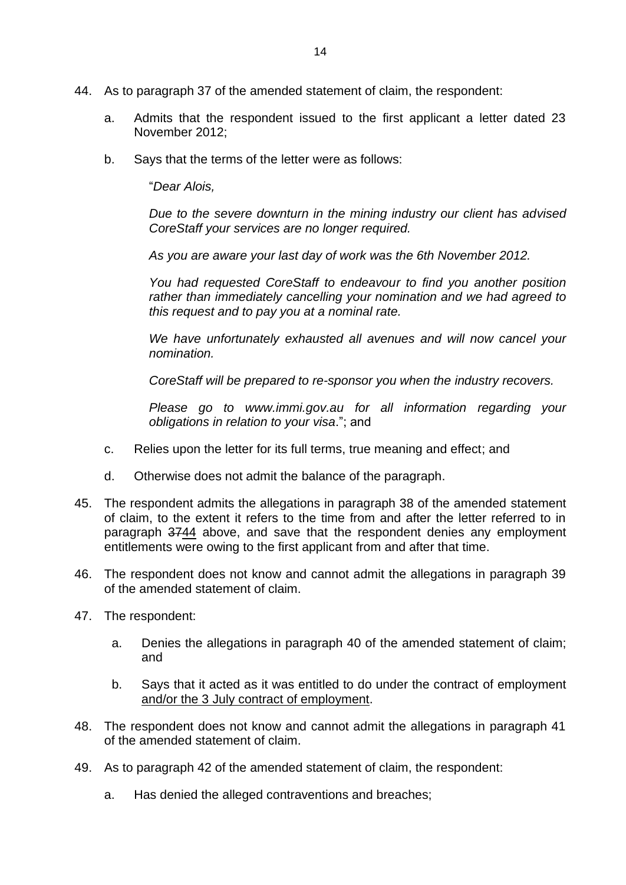44. As to paragraph 37 of the amended statement of claim, the respondent:

    a. Admits that the respondent issued to the first applicant a letter dated 23 November 2012;

    b. Says that the terms of the letter were as follows:

        "*Dear Alois,*

        *Due to the severe downturn in the mining industry our client has advised CoreStaff your services are no longer required.*

        *As you are aware your last day of work was the 6th November 2012.*

        *You had requested CoreStaff to endeavour to find you another position rather than immediately cancelling your nomination and we had agreed to this request and to pay you at a nominal rate.*

        *We have unfortunately exhausted all avenues and will now cancel your nomination.*

        *CoreStaff will be prepared to re-sponsor you when the industry recovers.*

        *Please go to www.immi.gov.au for all information regarding your obligations in relation to your visa*."; and

    c. Relies upon the letter for its full terms, true meaning and effect; and

    d. Otherwise does not admit the balance of the paragraph.

45. The respondent admits the allegations in paragraph 38 of the amended statement of claim, to the extent it refers to the time from and after the letter referred to in paragraph ~~37~~<u>44</u> above, and save that the respondent denies any employment entitlements were owing to the first applicant from and after that time.

46. The respondent does not know and cannot admit the allegations in paragraph 39 of the amended statement of claim.

47. The respondent:

    a. Denies the allegations in paragraph 40 of the amended statement of claim; and

    b. Says that it acted as it was entitled to do under the contract of employment <u>and/or the 3 July contract of employment</u>.

48. The respondent does not know and cannot admit the allegations in paragraph 41 of the amended statement of claim.

49. As to paragraph 42 of the amended statement of claim, the respondent:

    a. Has denied the alleged contraventions and breaches;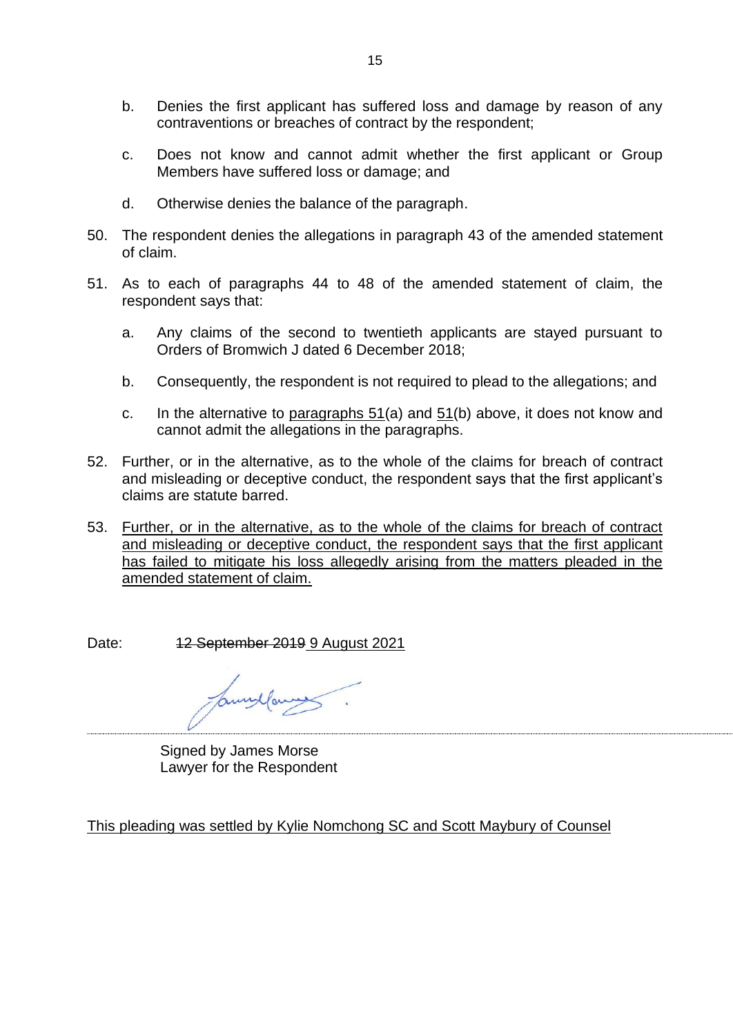b. Denies the first applicant has suffered loss and damage by reason of any contraventions or breaches of contract by the respondent;

c. Does not know and cannot admit whether the first applicant or Group Members have suffered loss or damage; and

d. Otherwise denies the balance of the paragraph.

50. The respondent denies the allegations in paragraph 43 of the amended statement of claim.

51. As to each of paragraphs 44 to 48 of the amended statement of claim, the respondent says that:

    a. Any claims of the second to twentieth applicants are stayed pursuant to Orders of Bromwich J dated 6 December 2018;

    b. Consequently, the respondent is not required to plead to the allegations; and

    c. In the alternative to <u>paragraphs 51</u>(a) and <u>51</u>(b) above, it does not know and cannot admit the allegations in the paragraphs.

52. Further, or in the alternative, as to the whole of the claims for breach of contract and misleading or deceptive conduct, the respondent says that the first applicant's claims are statute barred.

53. <u>Further, or in the alternative, as to the whole of the claims for breach of contract and misleading or deceptive conduct, the respondent says that the first applicant has failed to mitigate his loss allegedly arising from the matters pleaded in the amended statement of claim.</u>

Date: ~~12 September 2019~~ <u>9 August 2021</u>

Signed by James Morse
Lawyer for the Respondent

<u>This pleading was settled by Kylie Nomchong SC and Scott Maybury of Counsel</u>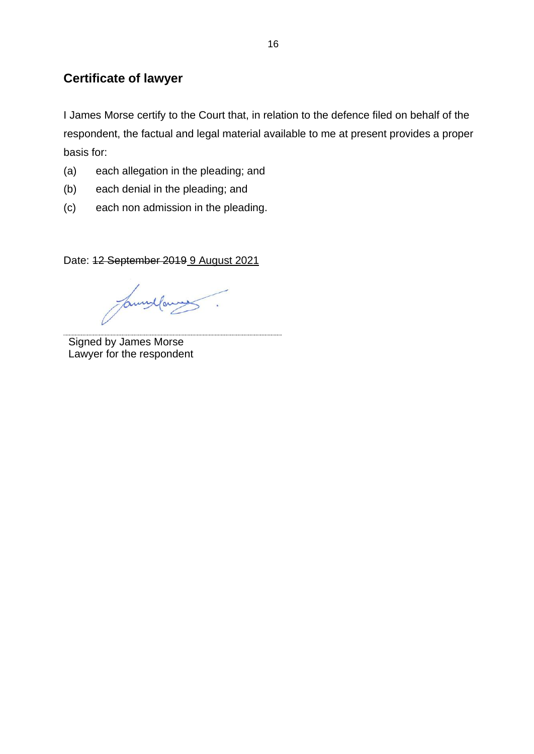## Certificate of lawyer

I James Morse certify to the Court that, in relation to the defence filed on behalf of the respondent, the factual and legal material available to me at present provides a proper basis for:

(a) each allegation in the pleading; and

(b) each denial in the pleading; and

(c) each non admission in the pleading.

Date: ~~12 September 2019~~ <u>9 August 2021</u>

Signed by James Morse
Lawyer for the respondent